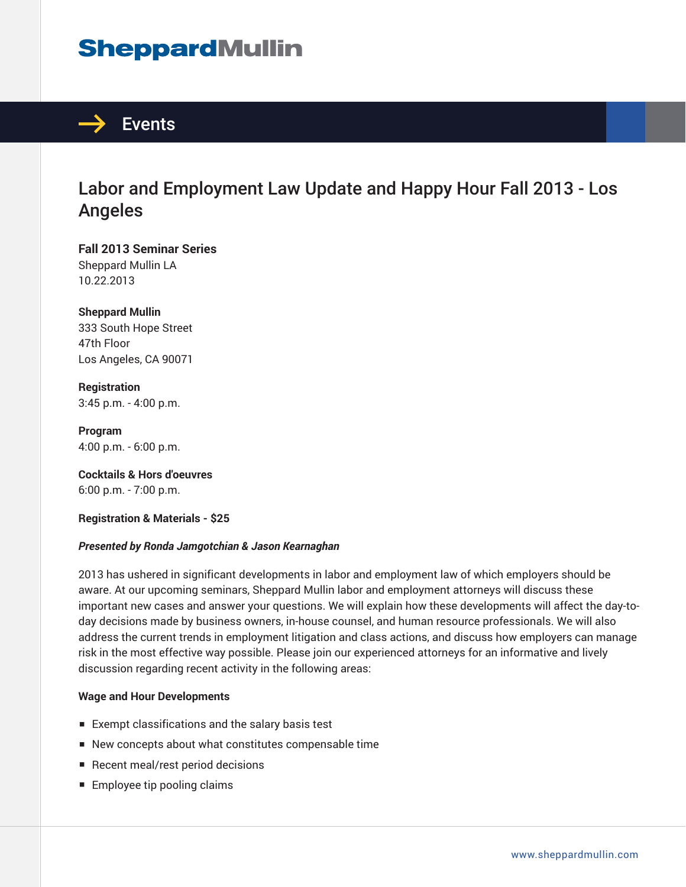# SheppardMullin

## Events

# Labor and Employment Law Update and Happy Hour Fall 2013 - Los Angeles

**Fall 2013 Seminar Series**
Sheppard Mullin LA
10.22.2013

**Sheppard Mullin**
333 South Hope Street
47th Floor
Los Angeles, CA 90071

**Registration**
3:45 p.m. - 4:00 p.m.

**Program**
4:00 p.m. - 6:00 p.m.

**Cocktails & Hors d'oeuvres**
6:00 p.m. - 7:00 p.m.

**Registration & Materials - $25**

***Presented by Ronda Jamgotchian & Jason Kearnaghan***

2013 has ushered in significant developments in labor and employment law of which employers should be aware. At our upcoming seminars, Sheppard Mullin labor and employment attorneys will discuss these important new cases and answer your questions. We will explain how these developments will affect the day-to-day decisions made by business owners, in-house counsel, and human resource professionals. We will also address the current trends in employment litigation and class actions, and discuss how employers can manage risk in the most effective way possible. Please join our experienced attorneys for an informative and lively discussion regarding recent activity in the following areas:

**Wage and Hour Developments**

- Exempt classifications and the salary basis test
- New concepts about what constitutes compensable time
- Recent meal/rest period decisions
- Employee tip pooling claims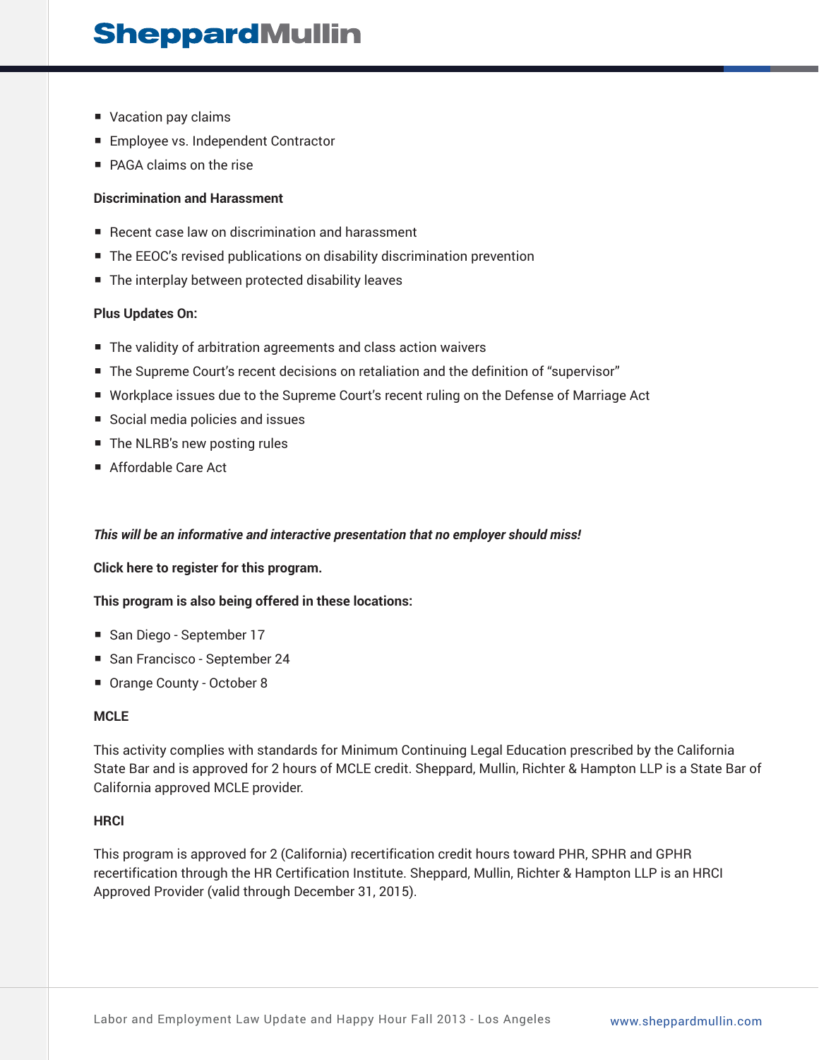- Vacation pay claims
- Employee vs. Independent Contractor
- PAGA claims on the rise

**Discrimination and Harassment**

- Recent case law on discrimination and harassment
- The EEOC's revised publications on disability discrimination prevention
- The interplay between protected disability leaves

**Plus Updates On:**

- The validity of arbitration agreements and class action waivers
- The Supreme Court's recent decisions on retaliation and the definition of "supervisor"
- Workplace issues due to the Supreme Court's recent ruling on the Defense of Marriage Act
- Social media policies and issues
- The NLRB's new posting rules
- Affordable Care Act

***This will be an informative and interactive presentation that no employer should miss!***

**Click here to register for this program.**

**This program is also being offered in these locations:**

- San Diego - September 17
- San Francisco - September 24
- Orange County - October 8

**MCLE**

This activity complies with standards for Minimum Continuing Legal Education prescribed by the California State Bar and is approved for 2 hours of MCLE credit. Sheppard, Mullin, Richter & Hampton LLP is a State Bar of California approved MCLE provider.

**HRCI**

This program is approved for 2 (California) recertification credit hours toward PHR, SPHR and GPHR recertification through the HR Certification Institute. Sheppard, Mullin, Richter & Hampton LLP is an HRCI Approved Provider (valid through December 31, 2015).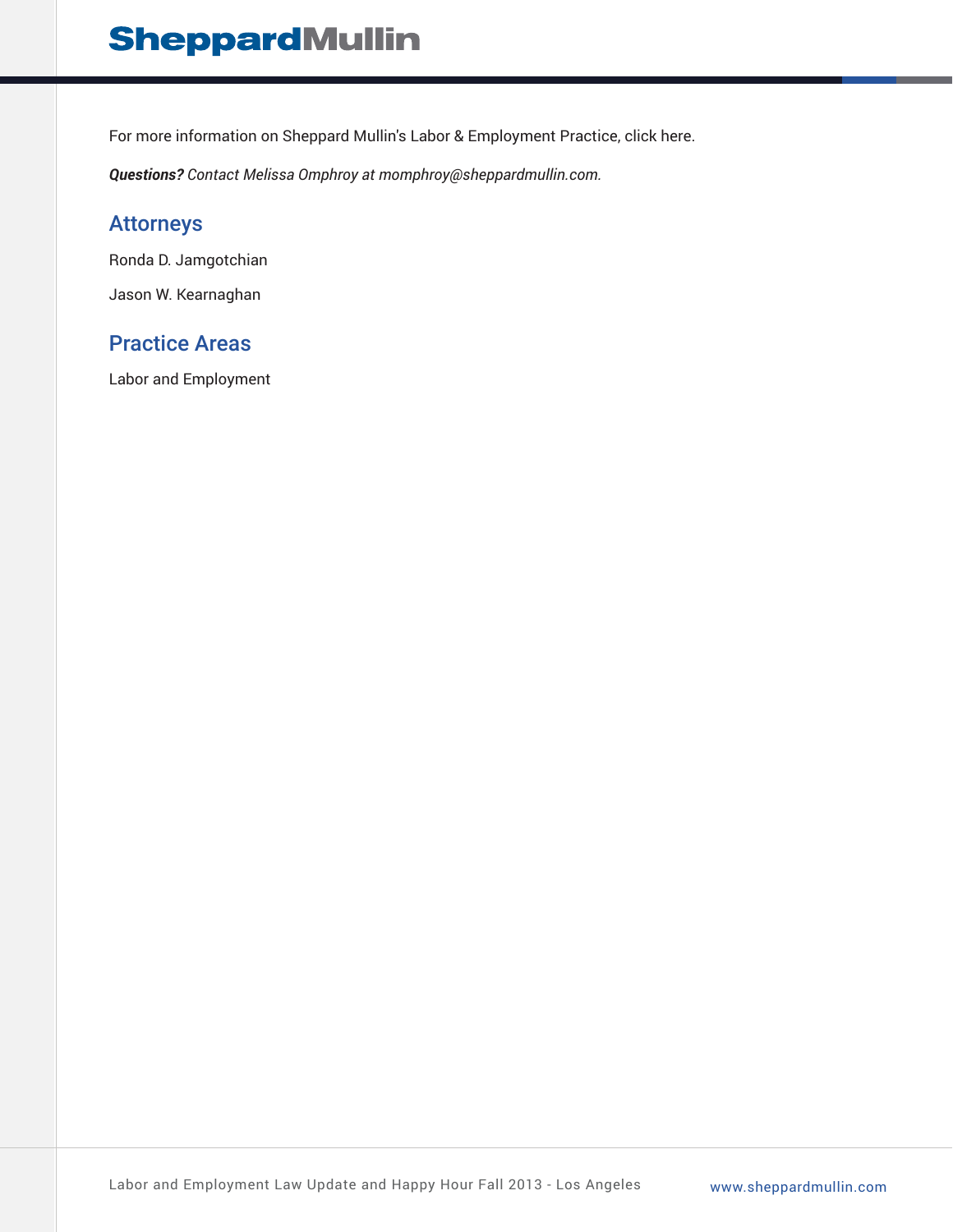For more information on Sheppard Mullin's Labor & Employment Practice, click here.

***Questions?*** *Contact Melissa Omphroy at momphroy@sheppardmullin.com.*

## Attorneys

Ronda D. Jamgotchian

Jason W. Kearnaghan

## Practice Areas

Labor and Employment